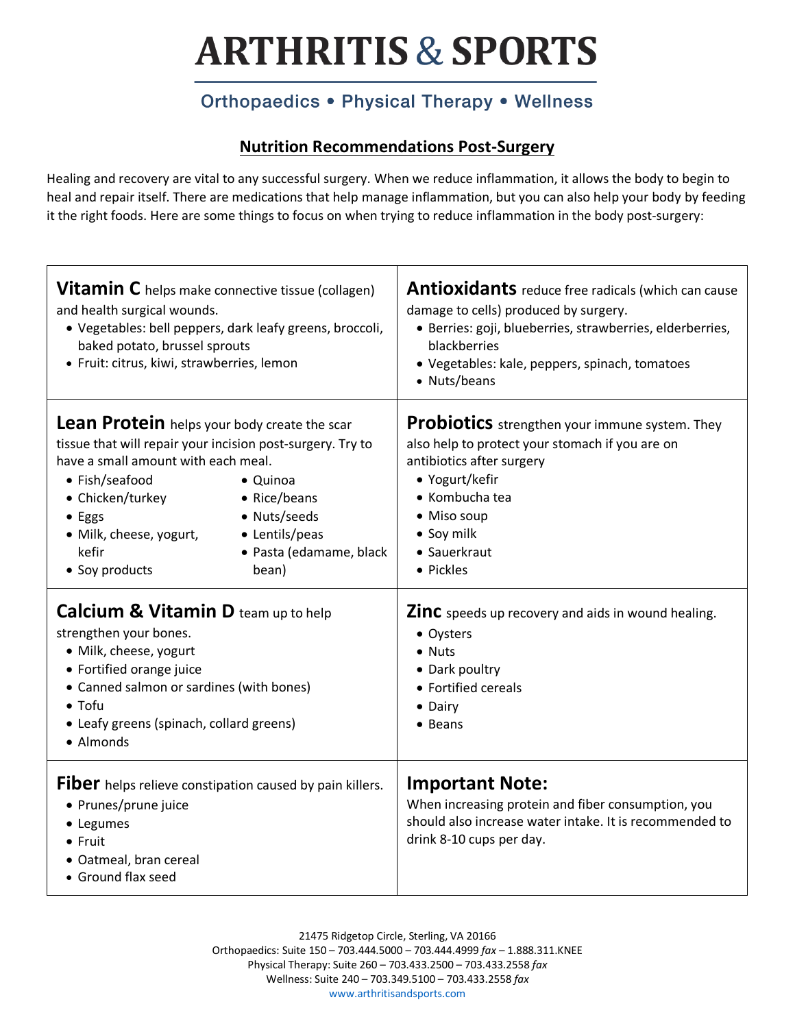# ARTHRITIS & SPORTS

Orthopaedics • Physical Therapy • Wellness

## Nutrition Recommendations Post-Surgery

Healing and recovery are vital to any successful surgery. When we reduce inflammation, it allows the body to begin to heal and repair itself. There are medications that help manage inflammation, but you can also help your body by feeding it the right foods. Here are some things to focus on when trying to reduce inflammation in the body post-surgery:

**Vitamin C** helps make connective tissue (collagen) and health surgical wounds.
- Vegetables: bell peppers, dark leafy greens, broccoli, baked potato, brussel sprouts
- Fruit: citrus, kiwi, strawberries, lemon

**Antioxidants** reduce free radicals (which can cause damage to cells) produced by surgery.
- Berries: goji, blueberries, strawberries, elderberries, blackberries
- Vegetables: kale, peppers, spinach, tomatoes
- Nuts/beans

**Lean Protein** helps your body create the scar tissue that will repair your incision post-surgery. Try to have a small amount with each meal.
- Fish/seafood
- Chicken/turkey
- Eggs
- Milk, cheese, yogurt, kefir
- Soy products
- Quinoa
- Rice/beans
- Nuts/seeds
- Lentils/peas
- Pasta (edamame, black bean)

**Probiotics** strengthen your immune system. They also help to protect your stomach if you are on antibiotics after surgery
- Yogurt/kefir
- Kombucha tea
- Miso soup
- Soy milk
- Sauerkraut
- Pickles

**Calcium & Vitamin D** team up to help strengthen your bones.
- Milk, cheese, yogurt
- Fortified orange juice
- Canned salmon or sardines (with bones)
- Tofu
- Leafy greens (spinach, collard greens)
- Almonds

**Zinc** speeds up recovery and aids in wound healing.
- Oysters
- Nuts
- Dark poultry
- Fortified cereals
- Dairy
- Beans

**Fiber** helps relieve constipation caused by pain killers.
- Prunes/prune juice
- Legumes
- Fruit
- Oatmeal, bran cereal
- Ground flax seed

**Important Note:**
When increasing protein and fiber consumption, you should also increase water intake. It is recommended to drink 8-10 cups per day.

21475 Ridgetop Circle, Sterling, VA 20166
Orthopaedics: Suite 150 – 703.444.5000 – 703.444.4999 *fax* – 1.888.311.KNEE
Physical Therapy: Suite 260 – 703.433.2500 – 703.433.2558 *fax*
Wellness: Suite 240 – 703.349.5100 – 703.433.2558 *fax*
www.arthritisandsports.com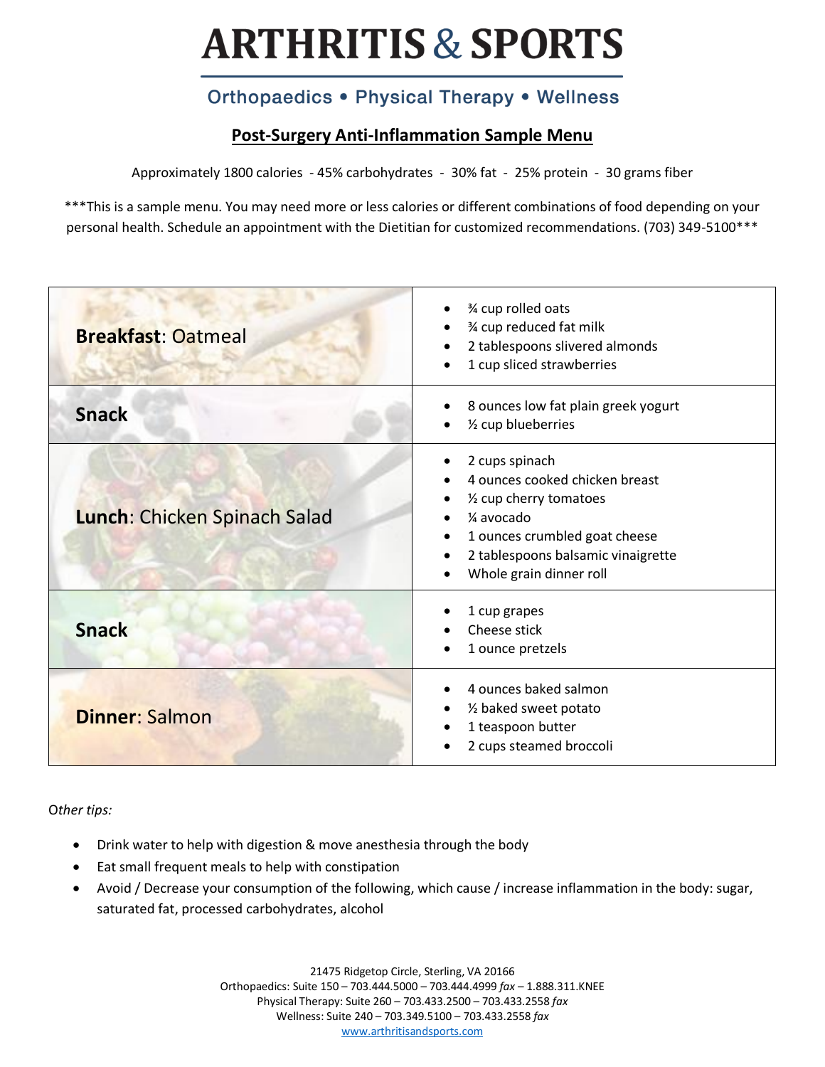# ARTHRITIS & SPORTS

## Orthopaedics • Physical Therapy • Wellness

### Post-Surgery Anti-Inflammation Sample Menu

Approximately 1800 calories - 45% carbohydrates - 30% fat - 25% protein - 30 grams fiber

***This is a sample menu. You may need more or less calories or different combinations of food depending on your personal health. Schedule an appointment with the Dietitian for customized recommendations. (703) 349-5100***

| Meal | Items |
|---|---|
| **Breakfast**: Oatmeal | • ¾ cup rolled oats<br>• ¾ cup reduced fat milk<br>• 2 tablespoons slivered almonds<br>• 1 cup sliced strawberries |
| **Snack** | • 8 ounces low fat plain greek yogurt<br>• ½ cup blueberries |
| **Lunch**: Chicken Spinach Salad | • 2 cups spinach<br>• 4 ounces cooked chicken breast<br>• ½ cup cherry tomatoes<br>• ¼ avocado<br>• 1 ounces crumbled goat cheese<br>• 2 tablespoons balsamic vinaigrette<br>• Whole grain dinner roll |
| **Snack** | • 1 cup grapes<br>• Cheese stick<br>• 1 ounce pretzels |
| **Dinner**: Salmon | • 4 ounces baked salmon<br>• ½ baked sweet potato<br>• 1 teaspoon butter<br>• 2 cups steamed broccoli |

*Other tips:*

- Drink water to help with digestion & move anesthesia through the body
- Eat small frequent meals to help with constipation
- Avoid / Decrease your consumption of the following, which cause / increase inflammation in the body: sugar, saturated fat, processed carbohydrates, alcohol

21475 Ridgetop Circle, Sterling, VA 20166
Orthopaedics: Suite 150 – 703.444.5000 – 703.444.4999 *fax* – 1.888.311.KNEE
Physical Therapy: Suite 260 – 703.433.2500 – 703.433.2558 *fax*
Wellness: Suite 240 – 703.349.5100 – 703.433.2558 *fax*
www.arthritisandsports.com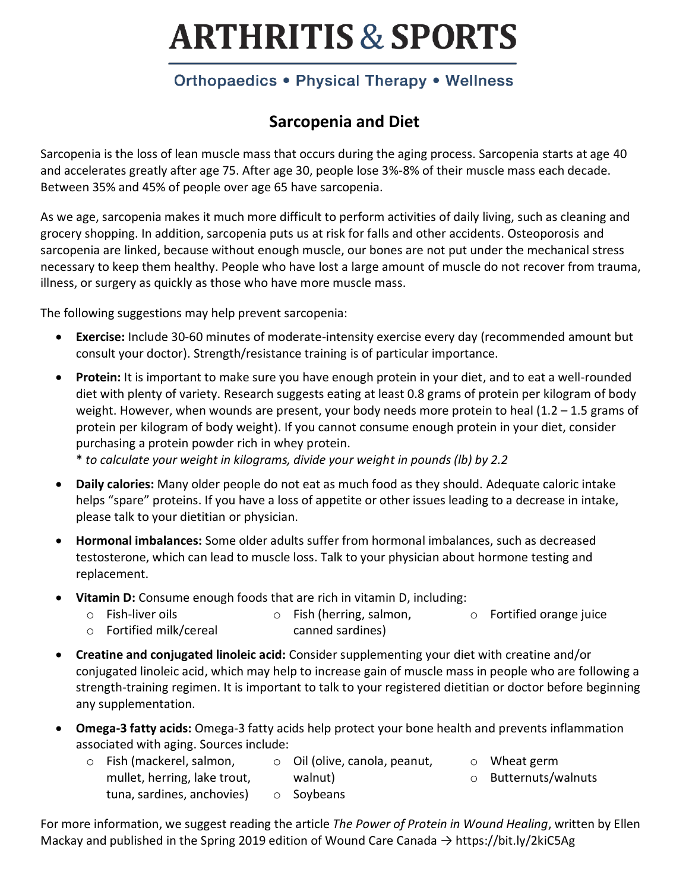# ARTHRITIS & SPORTS

Orthopaedics • Physical Therapy • Wellness

## Sarcopenia and Diet

Sarcopenia is the loss of lean muscle mass that occurs during the aging process. Sarcopenia starts at age 40 and accelerates greatly after age 75. After age 30, people lose 3%-8% of their muscle mass each decade. Between 35% and 45% of people over age 65 have sarcopenia.

As we age, sarcopenia makes it much more difficult to perform activities of daily living, such as cleaning and grocery shopping. In addition, sarcopenia puts us at risk for falls and other accidents. Osteoporosis and sarcopenia are linked, because without enough muscle, our bones are not put under the mechanical stress necessary to keep them healthy. People who have lost a large amount of muscle do not recover from trauma, illness, or surgery as quickly as those who have more muscle mass.

The following suggestions may help prevent sarcopenia:

- **Exercise:** Include 30-60 minutes of moderate-intensity exercise every day (recommended amount but consult your doctor). Strength/resistance training is of particular importance.
- **Protein:** It is important to make sure you have enough protein in your diet, and to eat a well-rounded diet with plenty of variety. Research suggests eating at least 0.8 grams of protein per kilogram of body weight. However, when wounds are present, your body needs more protein to heal (1.2 – 1.5 grams of protein per kilogram of body weight). If you cannot consume enough protein in your diet, consider purchasing a protein powder rich in whey protein.
  * *to calculate your weight in kilograms, divide your weight in pounds (lb) by 2.2*
- **Daily calories:** Many older people do not eat as much food as they should. Adequate caloric intake helps "spare" proteins. If you have a loss of appetite or other issues leading to a decrease in intake, please talk to your dietitian or physician.
- **Hormonal imbalances:** Some older adults suffer from hormonal imbalances, such as decreased testosterone, which can lead to muscle loss. Talk to your physician about hormone testing and replacement.
- **Vitamin D:** Consume enough foods that are rich in vitamin D, including:
  - Fish-liver oils
  - Fortified milk/cereal
  - Fish (herring, salmon, canned sardines)
  - Fortified orange juice
- **Creatine and conjugated linoleic acid:** Consider supplementing your diet with creatine and/or conjugated linoleic acid, which may help to increase gain of muscle mass in people who are following a strength-training regimen. It is important to talk to your registered dietitian or doctor before beginning any supplementation.
- **Omega-3 fatty acids:** Omega-3 fatty acids help protect your bone health and prevents inflammation associated with aging. Sources include:
  - Fish (mackerel, salmon, mullet, herring, lake trout, tuna, sardines, anchovies)
  - Oil (olive, canola, peanut, walnut)
  - Soybeans
  - Wheat germ
  - Butternuts/walnuts

For more information, we suggest reading the article *The Power of Protein in Wound Healing*, written by Ellen Mackay and published in the Spring 2019 edition of Wound Care Canada → https://bit.ly/2kiC5Ag